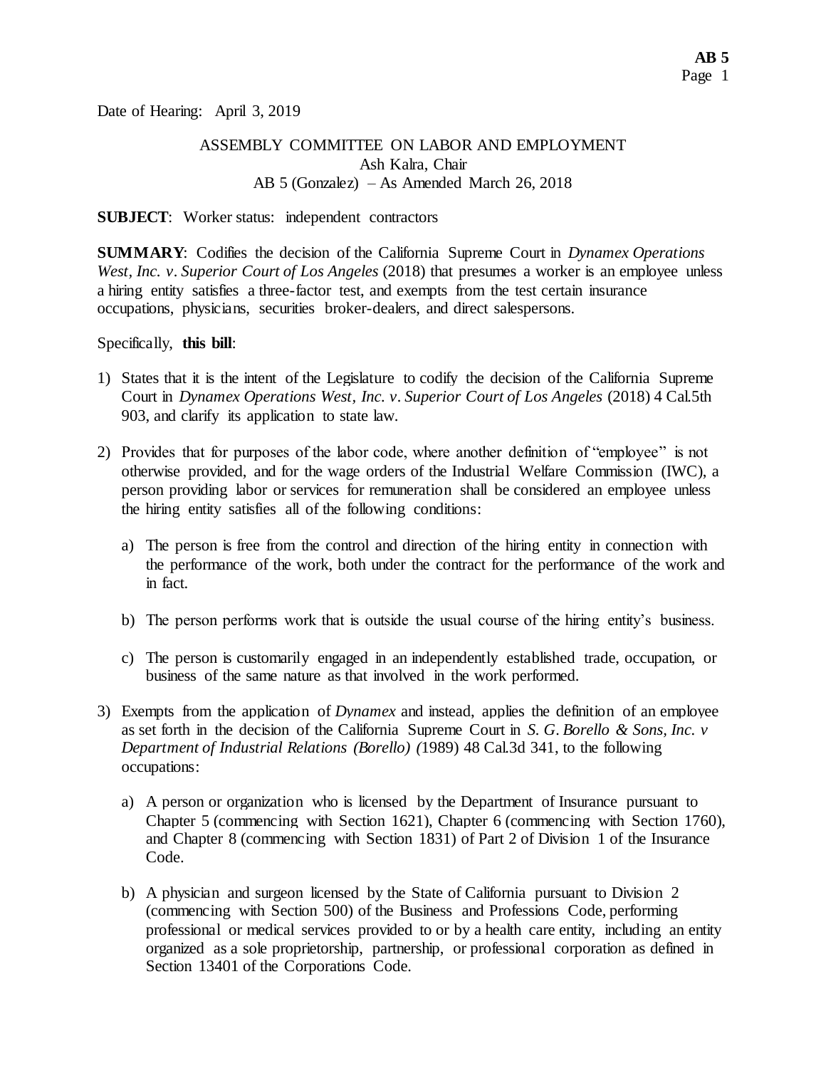Date of Hearing: April 3, 2019

ASSEMBLY COMMITTEE ON LABOR AND EMPLOYMENT
Ash Kalra, Chair
AB 5 (Gonzalez) – As Amended March 26, 2018

**SUBJECT**: Worker status: independent contractors

**SUMMARY**: Codifies the decision of the California Supreme Court in *Dynamex Operations West, Inc. v. Superior Court of Los Angeles* (2018) that presumes a worker is an employee unless a hiring entity satisfies a three-factor test, and exempts from the test certain insurance occupations, physicians, securities broker-dealers, and direct salespersons.

Specifically, **this bill**:

1) States that it is the intent of the Legislature to codify the decision of the California Supreme Court in *Dynamex Operations West, Inc. v. Superior Court of Los Angeles* (2018) 4 Cal.5th 903, and clarify its application to state law.

2) Provides that for purposes of the labor code, where another definition of "employee" is not otherwise provided, and for the wage orders of the Industrial Welfare Commission (IWC), a person providing labor or services for remuneration shall be considered an employee unless the hiring entity satisfies all of the following conditions:

   a) The person is free from the control and direction of the hiring entity in connection with the performance of the work, both under the contract for the performance of the work and in fact.

   b) The person performs work that is outside the usual course of the hiring entity's business.

   c) The person is customarily engaged in an independently established trade, occupation, or business of the same nature as that involved in the work performed.

3) Exempts from the application of *Dynamex* and instead, applies the definition of an employee as set forth in the decision of the California Supreme Court in *S. G. Borello & Sons, Inc. v Department of Industrial Relations (Borello) (*1989) 48 Cal.3d 341, to the following occupations:

   a) A person or organization who is licensed by the Department of Insurance pursuant to Chapter 5 (commencing with Section 1621), Chapter 6 (commencing with Section 1760), and Chapter 8 (commencing with Section 1831) of Part 2 of Division 1 of the Insurance Code.

   b) A physician and surgeon licensed by the State of California pursuant to Division 2 (commencing with Section 500) of the Business and Professions Code, performing professional or medical services provided to or by a health care entity, including an entity organized as a sole proprietorship, partnership, or professional corporation as defined in Section 13401 of the Corporations Code.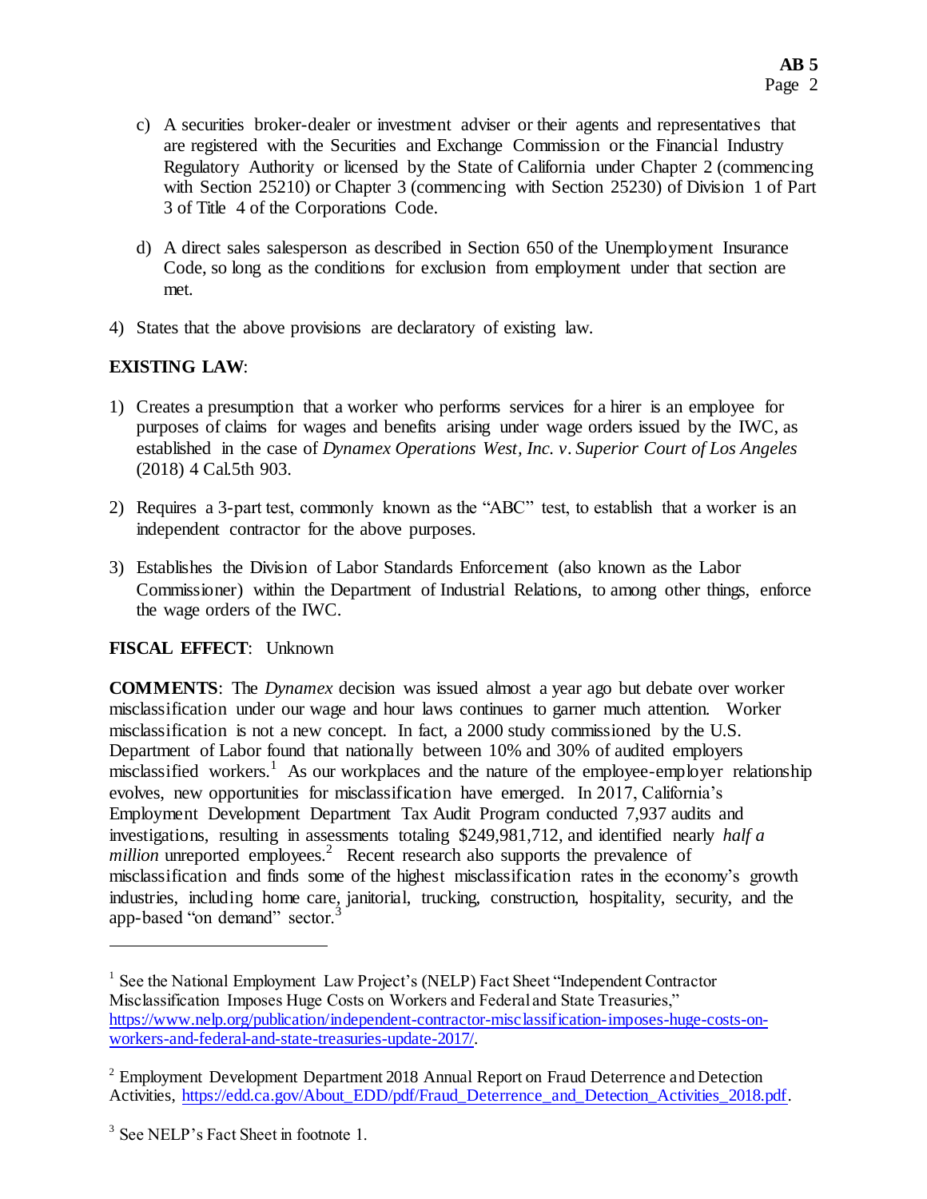c) A securities broker-dealer or investment adviser or their agents and representatives that are registered with the Securities and Exchange Commission or the Financial Industry Regulatory Authority or licensed by the State of California under Chapter 2 (commencing with Section 25210) or Chapter 3 (commencing with Section 25230) of Division 1 of Part 3 of Title 4 of the Corporations Code.

d) A direct sales salesperson as described in Section 650 of the Unemployment Insurance Code, so long as the conditions for exclusion from employment under that section are met.

4) States that the above provisions are declaratory of existing law.

**EXISTING LAW**:

1) Creates a presumption that a worker who performs services for a hirer is an employee for purposes of claims for wages and benefits arising under wage orders issued by the IWC, as established in the case of *Dynamex Operations West, Inc. v. Superior Court of Los Angeles* (2018) 4 Cal.5th 903.

2) Requires a 3-part test, commonly known as the "ABC" test, to establish that a worker is an independent contractor for the above purposes.

3) Establishes the Division of Labor Standards Enforcement (also known as the Labor Commissioner) within the Department of Industrial Relations, to among other things, enforce the wage orders of the IWC.

**FISCAL EFFECT**: Unknown

**COMMENTS**: The *Dynamex* decision was issued almost a year ago but debate over worker misclassification under our wage and hour laws continues to garner much attention. Worker misclassification is not a new concept. In fact, a 2000 study commissioned by the U.S. Department of Labor found that nationally between 10% and 30% of audited employers misclassified workers.[1] As our workplaces and the nature of the employee-employer relationship evolves, new opportunities for misclassification have emerged. In 2017, California's Employment Development Department Tax Audit Program conducted 7,937 audits and investigations, resulting in assessments totaling $249,981,712, and identified nearly *half a million* unreported employees.[2] Recent research also supports the prevalence of misclassification and finds some of the highest misclassification rates in the economy's growth industries, including home care, janitorial, trucking, construction, hospitality, security, and the app-based "on demand" sector.[3]

---

[1] See the National Employment Law Project's (NELP) Fact Sheet "Independent Contractor Misclassification Imposes Huge Costs on Workers and Federal and State Treasuries," https://www.nelp.org/publication/independent-contractor-misclassification-imposes-huge-costs-on-workers-and-federal-and-state-treasuries-update-2017/.

[2] Employment Development Department 2018 Annual Report on Fraud Deterrence and Detection Activities, https://edd.ca.gov/About_EDD/pdf/Fraud_Deterrence_and_Detection_Activities_2018.pdf.

[3] See NELP's Fact Sheet in footnote 1.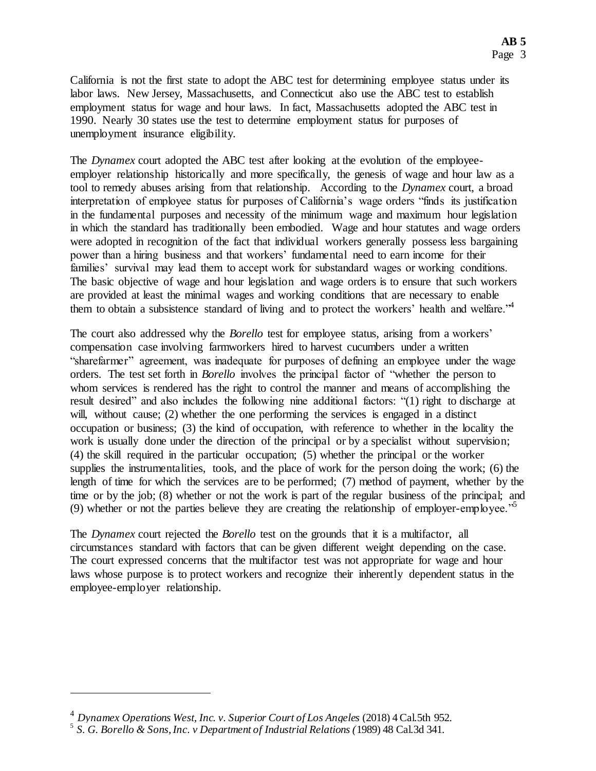California is not the first state to adopt the ABC test for determining employee status under its labor laws. New Jersey, Massachusetts, and Connecticut also use the ABC test to establish employment status for wage and hour laws. In fact, Massachusetts adopted the ABC test in 1990. Nearly 30 states use the test to determine employment status for purposes of unemployment insurance eligibility.

The *Dynamex* court adopted the ABC test after looking at the evolution of the employee-employer relationship historically and more specifically, the genesis of wage and hour law as a tool to remedy abuses arising from that relationship. According to the *Dynamex* court, a broad interpretation of employee status for purposes of California's wage orders "finds its justification in the fundamental purposes and necessity of the minimum wage and maximum hour legislation in which the standard has traditionally been embodied. Wage and hour statutes and wage orders were adopted in recognition of the fact that individual workers generally possess less bargaining power than a hiring business and that workers' fundamental need to earn income for their families' survival may lead them to accept work for substandard wages or working conditions. The basic objective of wage and hour legislation and wage orders is to ensure that such workers are provided at least the minimal wages and working conditions that are necessary to enable them to obtain a subsistence standard of living and to protect the workers' health and welfare."[4]

The court also addressed why the *Borello* test for employee status, arising from a workers' compensation case involving farmworkers hired to harvest cucumbers under a written "sharefarmer" agreement, was inadequate for purposes of defining an employee under the wage orders. The test set forth in *Borello* involves the principal factor of "whether the person to whom services is rendered has the right to control the manner and means of accomplishing the result desired" and also includes the following nine additional factors: "(1) right to discharge at will, without cause; (2) whether the one performing the services is engaged in a distinct occupation or business; (3) the kind of occupation, with reference to whether in the locality the work is usually done under the direction of the principal or by a specialist without supervision; (4) the skill required in the particular occupation; (5) whether the principal or the worker supplies the instrumentalities, tools, and the place of work for the person doing the work; (6) the length of time for which the services are to be performed; (7) method of payment, whether by the time or by the job; (8) whether or not the work is part of the regular business of the principal; and (9) whether or not the parties believe they are creating the relationship of employer-employee."[5]

The *Dynamex* court rejected the *Borello* test on the grounds that it is a multifactor, all circumstances standard with factors that can be given different weight depending on the case. The court expressed concerns that the multifactor test was not appropriate for wage and hour laws whose purpose is to protect workers and recognize their inherently dependent status in the employee-employer relationship.

---

[4] *Dynamex Operations West, Inc. v. Superior Court of Los Angeles* (2018) 4 Cal.5th 952.

[5] *S. G. Borello & Sons, Inc. v Department of Industrial Relations (*1989) 48 Cal.3d 341.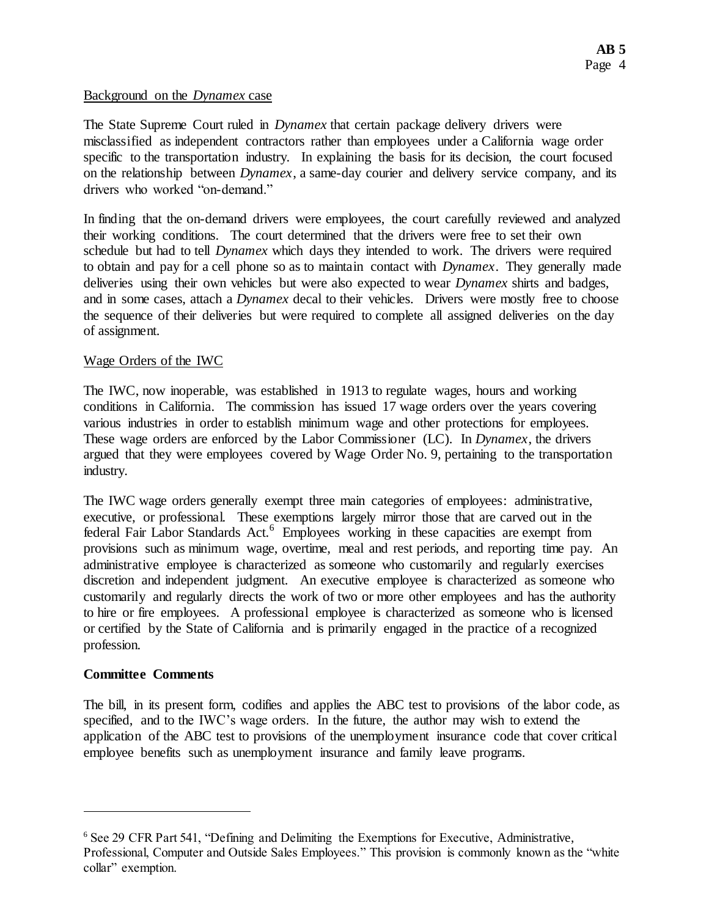<u>Background on the *Dynamex* case</u>

The State Supreme Court ruled in *Dynamex* that certain package delivery drivers were misclassified as independent contractors rather than employees under a California wage order specific to the transportation industry. In explaining the basis for its decision, the court focused on the relationship between *Dynamex*, a same-day courier and delivery service company, and its drivers who worked "on-demand."

In finding that the on-demand drivers were employees, the court carefully reviewed and analyzed their working conditions. The court determined that the drivers were free to set their own schedule but had to tell *Dynamex* which days they intended to work. The drivers were required to obtain and pay for a cell phone so as to maintain contact with *Dynamex*. They generally made deliveries using their own vehicles but were also expected to wear *Dynamex* shirts and badges, and in some cases, attach a *Dynamex* decal to their vehicles. Drivers were mostly free to choose the sequence of their deliveries but were required to complete all assigned deliveries on the day of assignment.

<u>Wage Orders of the IWC</u>

The IWC, now inoperable, was established in 1913 to regulate wages, hours and working conditions in California. The commission has issued 17 wage orders over the years covering various industries in order to establish minimum wage and other protections for employees. These wage orders are enforced by the Labor Commissioner (LC). In *Dynamex*, the drivers argued that they were employees covered by Wage Order No. 9, pertaining to the transportation industry.

The IWC wage orders generally exempt three main categories of employees: administrative, executive, or professional. These exemptions largely mirror those that are carved out in the federal Fair Labor Standards Act.[6] Employees working in these capacities are exempt from provisions such as minimum wage, overtime, meal and rest periods, and reporting time pay. An administrative employee is characterized as someone who customarily and regularly exercises discretion and independent judgment. An executive employee is characterized as someone who customarily and regularly directs the work of two or more other employees and has the authority to hire or fire employees. A professional employee is characterized as someone who is licensed or certified by the State of California and is primarily engaged in the practice of a recognized profession.

**Committee Comments**

The bill, in its present form, codifies and applies the ABC test to provisions of the labor code, as specified, and to the IWC's wage orders. In the future, the author may wish to extend the application of the ABC test to provisions of the unemployment insurance code that cover critical employee benefits such as unemployment insurance and family leave programs.

---

[6] See 29 CFR Part 541, "Defining and Delimiting the Exemptions for Executive, Administrative, Professional, Computer and Outside Sales Employees." This provision is commonly known as the "white collar" exemption.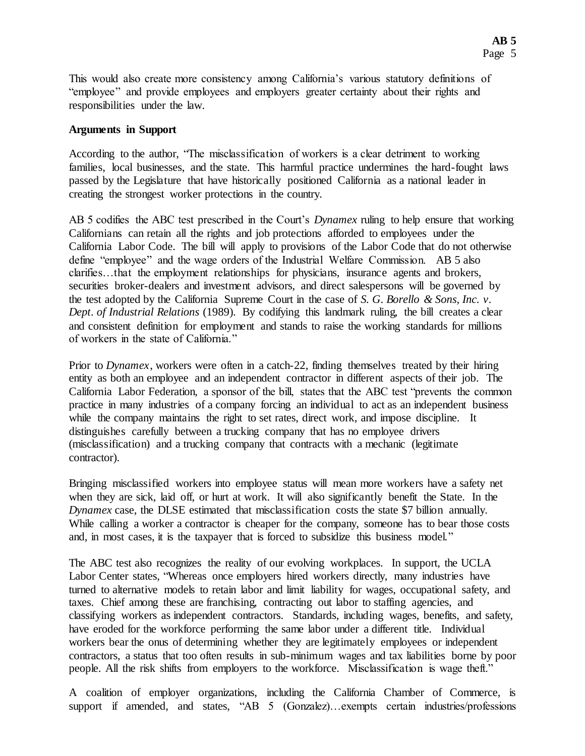This would also create more consistency among California's various statutory definitions of "employee" and provide employees and employers greater certainty about their rights and responsibilities under the law.

**Arguments in Support**

According to the author, "The misclassification of workers is a clear detriment to working families, local businesses, and the state. This harmful practice undermines the hard-fought laws passed by the Legislature that have historically positioned California as a national leader in creating the strongest worker protections in the country.

AB 5 codifies the ABC test prescribed in the Court's *Dynamex* ruling to help ensure that working Californians can retain all the rights and job protections afforded to employees under the California Labor Code. The bill will apply to provisions of the Labor Code that do not otherwise define "employee" and the wage orders of the Industrial Welfare Commission. AB 5 also clarifies…that the employment relationships for physicians, insurance agents and brokers, securities broker-dealers and investment advisors, and direct salespersons will be governed by the test adopted by the California Supreme Court in the case of *S. G. Borello & Sons, Inc. v. Dept. of Industrial Relations* (1989). By codifying this landmark ruling, the bill creates a clear and consistent definition for employment and stands to raise the working standards for millions of workers in the state of California."

Prior to *Dynamex*, workers were often in a catch-22, finding themselves treated by their hiring entity as both an employee and an independent contractor in different aspects of their job. The California Labor Federation, a sponsor of the bill, states that the ABC test "prevents the common practice in many industries of a company forcing an individual to act as an independent business while the company maintains the right to set rates, direct work, and impose discipline. It distinguishes carefully between a trucking company that has no employee drivers (misclassification) and a trucking company that contracts with a mechanic (legitimate contractor).

Bringing misclassified workers into employee status will mean more workers have a safety net when they are sick, laid off, or hurt at work. It will also significantly benefit the State. In the *Dynamex* case, the DLSE estimated that misclassification costs the state $7 billion annually. While calling a worker a contractor is cheaper for the company, someone has to bear those costs and, in most cases, it is the taxpayer that is forced to subsidize this business model."

The ABC test also recognizes the reality of our evolving workplaces. In support, the UCLA Labor Center states, "Whereas once employers hired workers directly, many industries have turned to alternative models to retain labor and limit liability for wages, occupational safety, and taxes. Chief among these are franchising, contracting out labor to staffing agencies, and classifying workers as independent contractors. Standards, including wages, benefits, and safety, have eroded for the workforce performing the same labor under a different title. Individual workers bear the onus of determining whether they are legitimately employees or independent contractors, a status that too often results in sub-minimum wages and tax liabilities borne by poor people. All the risk shifts from employers to the workforce. Misclassification is wage theft."

A coalition of employer organizations, including the California Chamber of Commerce, is support if amended, and states, "AB 5 (Gonzalez)…exempts certain industries/professions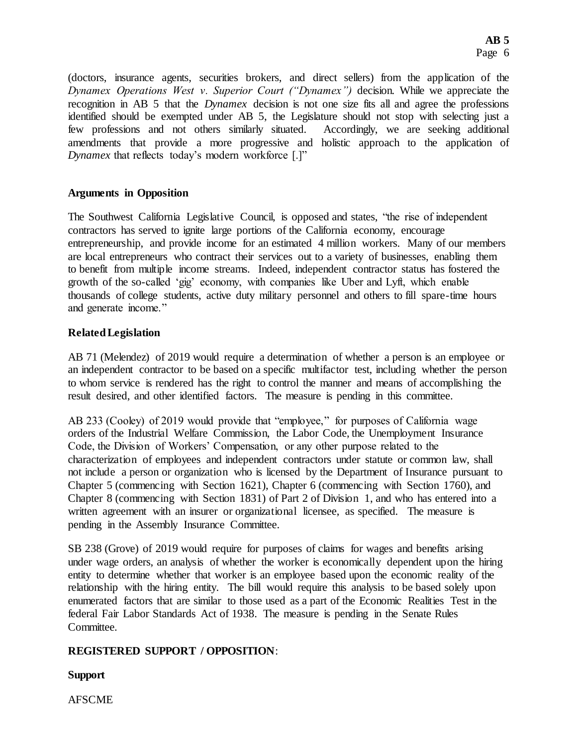(doctors, insurance agents, securities brokers, and direct sellers) from the application of the *Dynamex Operations West v. Superior Court ("Dynamex")* decision. While we appreciate the recognition in AB 5 that the *Dynamex* decision is not one size fits all and agree the professions identified should be exempted under AB 5, the Legislature should not stop with selecting just a few professions and not others similarly situated. Accordingly, we are seeking additional amendments that provide a more progressive and holistic approach to the application of *Dynamex* that reflects today's modern workforce [.]"

**Arguments in Opposition**

The Southwest California Legislative Council, is opposed and states, "the rise of independent contractors has served to ignite large portions of the California economy, encourage entrepreneurship, and provide income for an estimated 4 million workers. Many of our members are local entrepreneurs who contract their services out to a variety of businesses, enabling them to benefit from multiple income streams. Indeed, independent contractor status has fostered the growth of the so-called 'gig' economy, with companies like Uber and Lyft, which enable thousands of college students, active duty military personnel and others to fill spare-time hours and generate income."

**Related Legislation**

AB 71 (Melendez) of 2019 would require a determination of whether a person is an employee or an independent contractor to be based on a specific multifactor test, including whether the person to whom service is rendered has the right to control the manner and means of accomplishing the result desired, and other identified factors. The measure is pending in this committee.

AB 233 (Cooley) of 2019 would provide that "employee," for purposes of California wage orders of the Industrial Welfare Commission, the Labor Code, the Unemployment Insurance Code, the Division of Workers' Compensation, or any other purpose related to the characterization of employees and independent contractors under statute or common law, shall not include a person or organization who is licensed by the Department of Insurance pursuant to Chapter 5 (commencing with Section 1621), Chapter 6 (commencing with Section 1760), and Chapter 8 (commencing with Section 1831) of Part 2 of Division 1, and who has entered into a written agreement with an insurer or organizational licensee, as specified. The measure is pending in the Assembly Insurance Committee.

SB 238 (Grove) of 2019 would require for purposes of claims for wages and benefits arising under wage orders, an analysis of whether the worker is economically dependent upon the hiring entity to determine whether that worker is an employee based upon the economic reality of the relationship with the hiring entity. The bill would require this analysis to be based solely upon enumerated factors that are similar to those used as a part of the Economic Realities Test in the federal Fair Labor Standards Act of 1938. The measure is pending in the Senate Rules Committee.

**REGISTERED SUPPORT / OPPOSITION**:

**Support**

AFSCME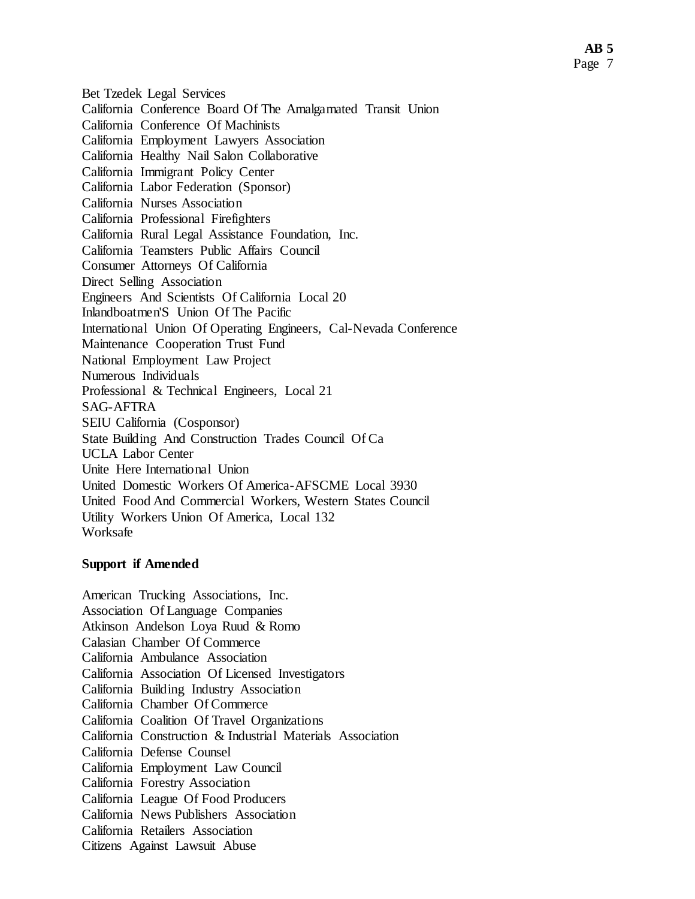Bet Tzedek Legal Services
California Conference Board Of The Amalgamated Transit Union
California Conference Of Machinists
California Employment Lawyers Association
California Healthy Nail Salon Collaborative
California Immigrant Policy Center
California Labor Federation (Sponsor)
California Nurses Association
California Professional Firefighters
California Rural Legal Assistance Foundation, Inc.
California Teamsters Public Affairs Council
Consumer Attorneys Of California
Direct Selling Association
Engineers And Scientists Of California Local 20
Inlandboatmen'S Union Of The Pacific
International Union Of Operating Engineers, Cal-Nevada Conference
Maintenance Cooperation Trust Fund
National Employment Law Project
Numerous Individuals
Professional & Technical Engineers, Local 21
SAG-AFTRA
SEIU California (Cosponsor)
State Building And Construction Trades Council Of Ca
UCLA Labor Center
Unite Here International Union
United Domestic Workers Of America-AFSCME Local 3930
United Food And Commercial Workers, Western States Council
Utility Workers Union Of America, Local 132
Worksafe

**Support if Amended**

American Trucking Associations, Inc.
Association Of Language Companies
Atkinson Andelson Loya Ruud & Romo
Calasian Chamber Of Commerce
California Ambulance Association
California Association Of Licensed Investigators
California Building Industry Association
California Chamber Of Commerce
California Coalition Of Travel Organizations
California Construction & Industrial Materials Association
California Defense Counsel
California Employment Law Council
California Forestry Association
California League Of Food Producers
California News Publishers Association
California Retailers Association
Citizens Against Lawsuit Abuse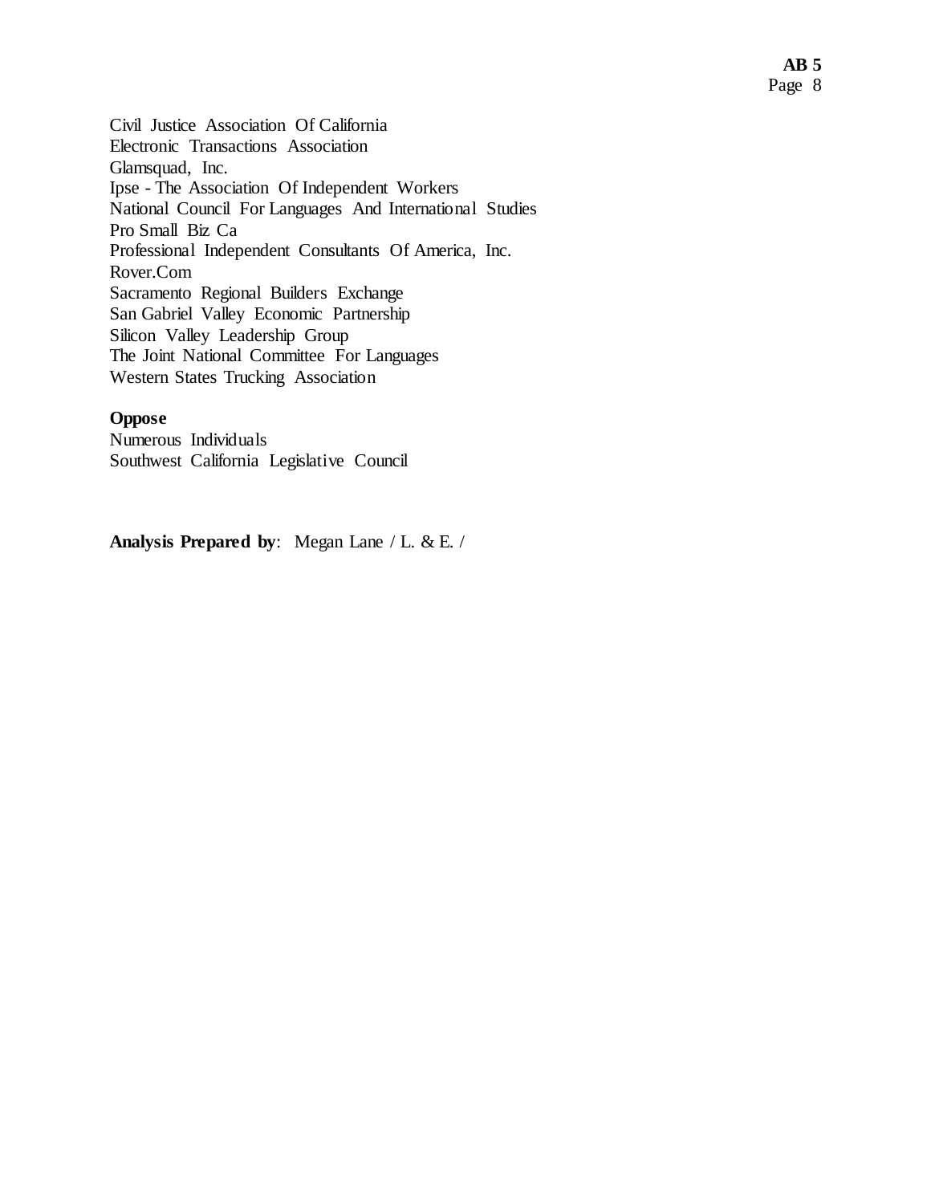Civil Justice Association Of California
Electronic Transactions Association
Glamsquad, Inc.
Ipse - The Association Of Independent Workers
National Council For Languages And International Studies
Pro Small Biz Ca
Professional Independent Consultants Of America, Inc.
Rover.Com
Sacramento Regional Builders Exchange
San Gabriel Valley Economic Partnership
Silicon Valley Leadership Group
The Joint National Committee For Languages
Western States Trucking Association

**Oppose**
Numerous Individuals
Southwest California Legislative Council

**Analysis Prepared by**: Megan Lane / L. & E. /